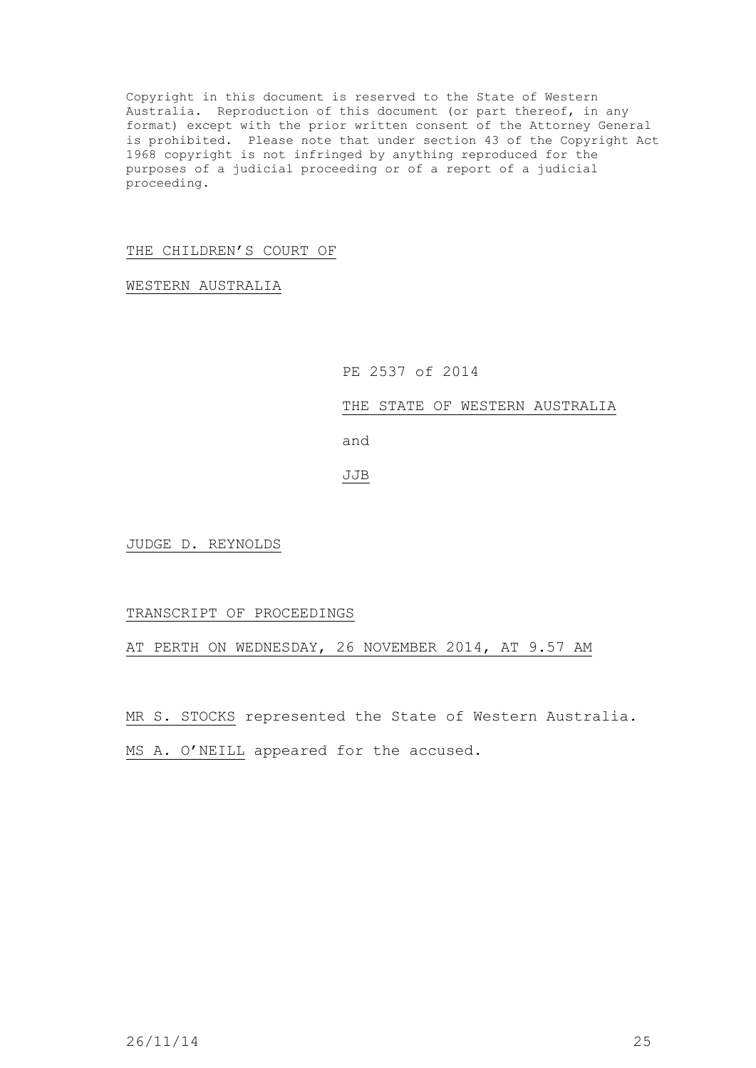Copyright in this document is reserved to the State of Western Australia. Reproduction of this document (or part thereof, in any format) except with the prior written consent of the Attorney General is prohibited. Please note that under section 43 of the Copyright Act 1968 copyright is not infringed by anything reproduced for the purposes of a judicial proceeding or of a report of a judicial proceeding.

THE CHILDREN'S COURT OF

WESTERN AUSTRALIA

PE 2537 of 2014

THE STATE OF WESTERN AUSTRALIA

and

JJB

JUDGE D. REYNOLDS

TRANSCRIPT OF PROCEEDINGS

AT PERTH ON WEDNESDAY, 26 NOVEMBER 2014, AT 9.57 AM

MR S. STOCKS represented the State of Western Australia.

MS A. O'NEILL appeared for the accused.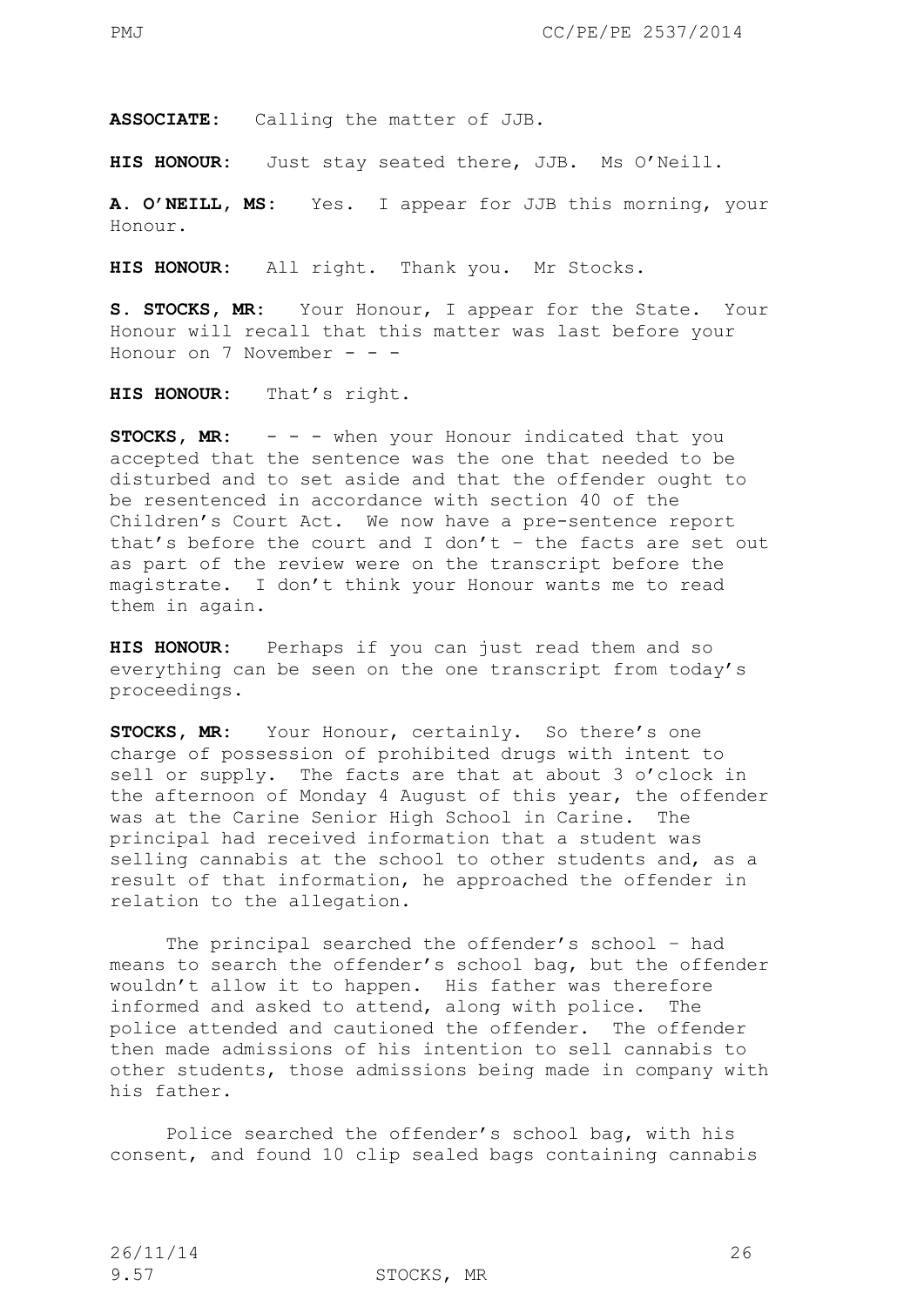**ASSOCIATE**: Calling the matter of JJB.

**HIS HONOUR**: Just stay seated there, JJB. Ms O'Neill.

**A. O'NEILL, MS**: Yes. I appear for JJB this morning, your Honour.

**HIS HONOUR**: All right. Thank you. Mr Stocks.

**S. STOCKS, MR**: Your Honour, I appear for the State. Your Honour will recall that this matter was last before your Honour on 7 November - - -

**HIS HONOUR**: That's right.

**STOCKS, MR**: - - - when your Honour indicated that you accepted that the sentence was the one that needed to be disturbed and to set aside and that the offender ought to be resentenced in accordance with section 40 of the Children's Court Act. We now have a pre-sentence report that's before the court and I don't – the facts are set out as part of the review were on the transcript before the magistrate. I don't think your Honour wants me to read them in again.

**HIS HONOUR**: Perhaps if you can just read them and so everything can be seen on the one transcript from today's proceedings.

**STOCKS, MR**: Your Honour, certainly. So there's one charge of possession of prohibited drugs with intent to sell or supply. The facts are that at about 3 o'clock in the afternoon of Monday 4 August of this year, the offender was at the Carine Senior High School in Carine. The principal had received information that a student was selling cannabis at the school to other students and, as a result of that information, he approached the offender in relation to the allegation.

The principal searched the offender's school – had means to search the offender's school bag, but the offender wouldn't allow it to happen. His father was therefore informed and asked to attend, along with police. The police attended and cautioned the offender. The offender then made admissions of his intention to sell cannabis to other students, those admissions being made in company with his father.

Police searched the offender's school bag, with his consent, and found 10 clip sealed bags containing cannabis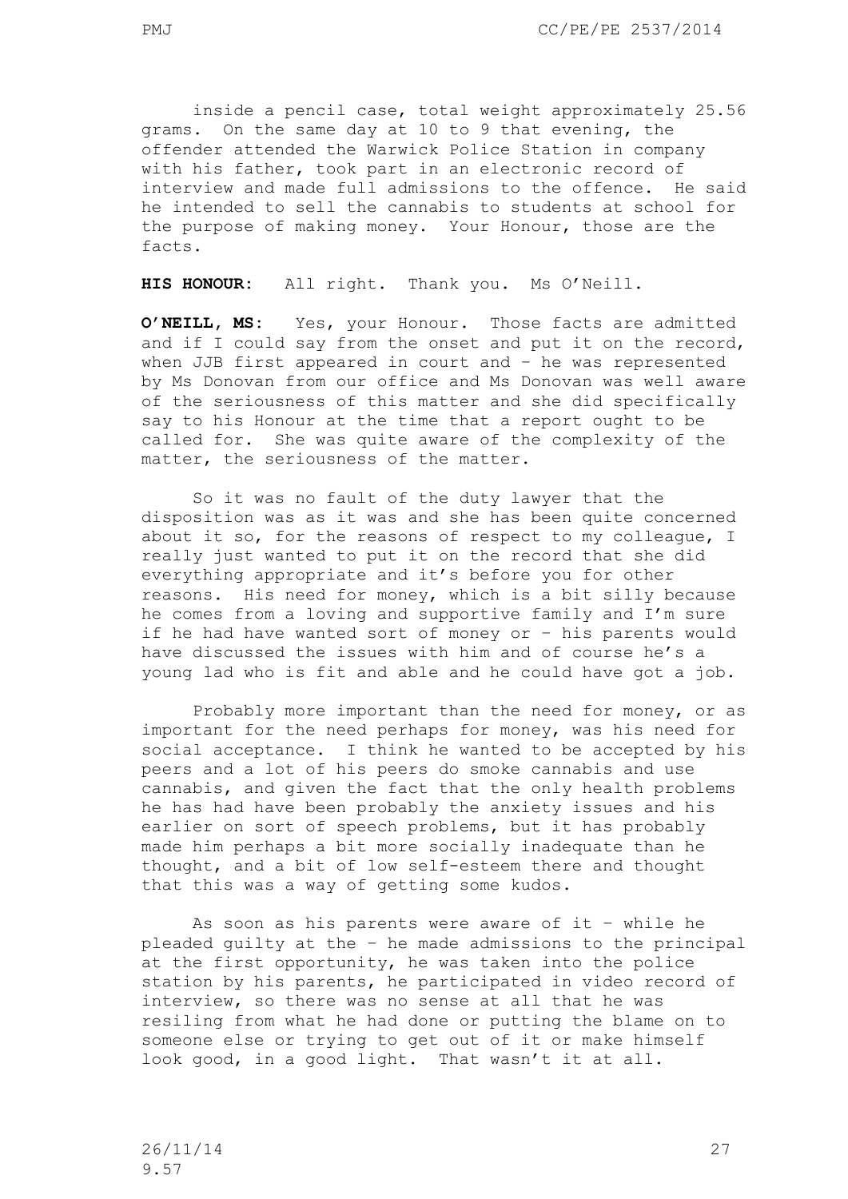inside a pencil case, total weight approximately 25.56 grams. On the same day at 10 to 9 that evening, the offender attended the Warwick Police Station in company with his father, took part in an electronic record of interview and made full admissions to the offence. He said he intended to sell the cannabis to students at school for the purpose of making money. Your Honour, those are the facts.

**HIS HONOUR:** All right. Thank you. Ms O'Neill.

**O'NEILL, MS:** Yes, your Honour. Those facts are admitted and if I could say from the onset and put it on the record, when JJB first appeared in court and – he was represented by Ms Donovan from our office and Ms Donovan was well aware of the seriousness of this matter and she did specifically say to his Honour at the time that a report ought to be called for. She was quite aware of the complexity of the matter, the seriousness of the matter.

So it was no fault of the duty lawyer that the disposition was as it was and she has been quite concerned about it so, for the reasons of respect to my colleague, I really just wanted to put it on the record that she did everything appropriate and it's before you for other reasons. His need for money, which is a bit silly because he comes from a loving and supportive family and I'm sure if he had have wanted sort of money or – his parents would have discussed the issues with him and of course he's a young lad who is fit and able and he could have got a job.

Probably more important than the need for money, or as important for the need perhaps for money, was his need for social acceptance. I think he wanted to be accepted by his peers and a lot of his peers do smoke cannabis and use cannabis, and given the fact that the only health problems he has had have been probably the anxiety issues and his earlier on sort of speech problems, but it has probably made him perhaps a bit more socially inadequate than he thought, and a bit of low self-esteem there and thought that this was a way of getting some kudos.

As soon as his parents were aware of it – while he pleaded guilty at the – he made admissions to the principal at the first opportunity, he was taken into the police station by his parents, he participated in video record of interview, so there was no sense at all that he was resiling from what he had done or putting the blame on to someone else or trying to get out of it or make himself look good, in a good light. That wasn't it at all.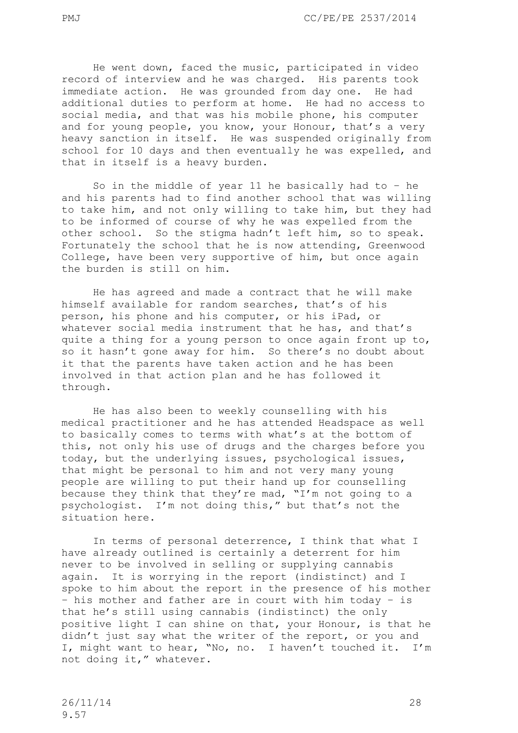He went down, faced the music, participated in video record of interview and he was charged. His parents took immediate action. He was grounded from day one. He had additional duties to perform at home. He had no access to social media, and that was his mobile phone, his computer and for young people, you know, your Honour, that's a very heavy sanction in itself. He was suspended originally from school for 10 days and then eventually he was expelled, and that in itself is a heavy burden.

So in the middle of year 11 he basically had to – he and his parents had to find another school that was willing to take him, and not only willing to take him, but they had to be informed of course of why he was expelled from the other school. So the stigma hadn't left him, so to speak. Fortunately the school that he is now attending, Greenwood College, have been very supportive of him, but once again the burden is still on him.

He has agreed and made a contract that he will make himself available for random searches, that's of his person, his phone and his computer, or his iPad, or whatever social media instrument that he has, and that's quite a thing for a young person to once again front up to, so it hasn't gone away for him. So there's no doubt about it that the parents have taken action and he has been involved in that action plan and he has followed it through.

He has also been to weekly counselling with his medical practitioner and he has attended Headspace as well to basically comes to terms with what's at the bottom of this, not only his use of drugs and the charges before you today, but the underlying issues, psychological issues, that might be personal to him and not very many young people are willing to put their hand up for counselling because they think that they're mad, "I'm not going to a psychologist. I'm not doing this," but that's not the situation here.

In terms of personal deterrence, I think that what I have already outlined is certainly a deterrent for him never to be involved in selling or supplying cannabis again. It is worrying in the report (indistinct) and I spoke to him about the report in the presence of his mother – his mother and father are in court with him today – is that he's still using cannabis (indistinct) the only positive light I can shine on that, your Honour, is that he didn't just say what the writer of the report, or you and I, might want to hear, "No, no. I haven't touched it. I'm not doing it," whatever.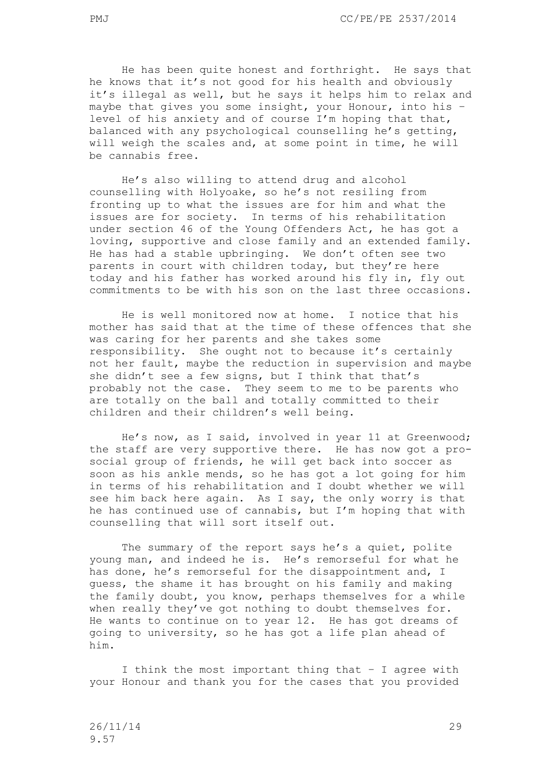He has been quite honest and forthright. He says that he knows that it's not good for his health and obviously it's illegal as well, but he says it helps him to relax and maybe that gives you some insight, your Honour, into his – level of his anxiety and of course I'm hoping that that, balanced with any psychological counselling he's getting, will weigh the scales and, at some point in time, he will be cannabis free.

He's also willing to attend drug and alcohol counselling with Holyoake, so he's not resiling from fronting up to what the issues are for him and what the issues are for society. In terms of his rehabilitation under section 46 of the Young Offenders Act, he has got a loving, supportive and close family and an extended family. He has had a stable upbringing. We don't often see two parents in court with children today, but they're here today and his father has worked around his fly in, fly out commitments to be with his son on the last three occasions.

He is well monitored now at home. I notice that his mother has said that at the time of these offences that she was caring for her parents and she takes some responsibility. She ought not to because it's certainly not her fault, maybe the reduction in supervision and maybe she didn't see a few signs, but I think that that's probably not the case. They seem to me to be parents who are totally on the ball and totally committed to their children and their children's well being.

He's now, as I said, involved in year 11 at Greenwood; the staff are very supportive there. He has now got a pro-social group of friends, he will get back into soccer as soon as his ankle mends, so he has got a lot going for him in terms of his rehabilitation and I doubt whether we will see him back here again. As I say, the only worry is that he has continued use of cannabis, but I'm hoping that with counselling that will sort itself out.

The summary of the report says he's a quiet, polite young man, and indeed he is. He's remorseful for what he has done, he's remorseful for the disappointment and, I guess, the shame it has brought on his family and making the family doubt, you know, perhaps themselves for a while when really they've got nothing to doubt themselves for. He wants to continue on to year 12. He has got dreams of going to university, so he has got a life plan ahead of him.

I think the most important thing that – I agree with your Honour and thank you for the cases that you provided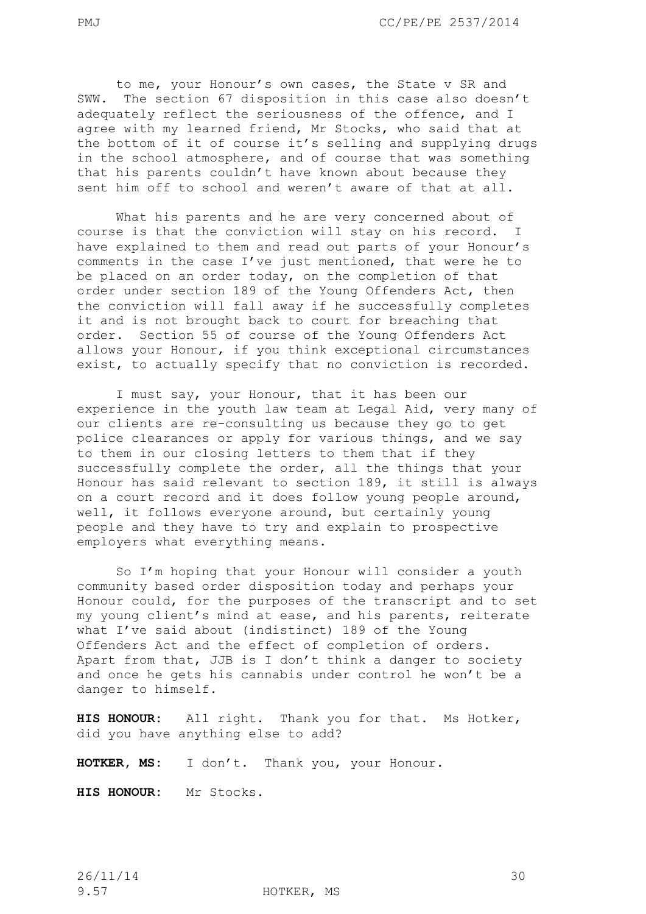to me, your Honour's own cases, the State v SR and SWW. The section 67 disposition in this case also doesn't adequately reflect the seriousness of the offence, and I agree with my learned friend, Mr Stocks, who said that at the bottom of it of course it's selling and supplying drugs in the school atmosphere, and of course that was something that his parents couldn't have known about because they sent him off to school and weren't aware of that at all.

What his parents and he are very concerned about of course is that the conviction will stay on his record. I have explained to them and read out parts of your Honour's comments in the case I've just mentioned, that were he to be placed on an order today, on the completion of that order under section 189 of the Young Offenders Act, then the conviction will fall away if he successfully completes it and is not brought back to court for breaching that order. Section 55 of course of the Young Offenders Act allows your Honour, if you think exceptional circumstances exist, to actually specify that no conviction is recorded.

I must say, your Honour, that it has been our experience in the youth law team at Legal Aid, very many of our clients are re-consulting us because they go to get police clearances or apply for various things, and we say to them in our closing letters to them that if they successfully complete the order, all the things that your Honour has said relevant to section 189, it still is always on a court record and it does follow young people around, well, it follows everyone around, but certainly young people and they have to try and explain to prospective employers what everything means.

So I'm hoping that your Honour will consider a youth community based order disposition today and perhaps your Honour could, for the purposes of the transcript and to set my young client's mind at ease, and his parents, reiterate what I've said about (indistinct) 189 of the Young Offenders Act and the effect of completion of orders. Apart from that, JJB is I don't think a danger to society and once he gets his cannabis under control he won't be a danger to himself.

**HIS HONOUR:** All right. Thank you for that. Ms Hotker, did you have anything else to add?

**HOTKER, MS:** I don't. Thank you, your Honour.

**HIS HONOUR:** Mr Stocks.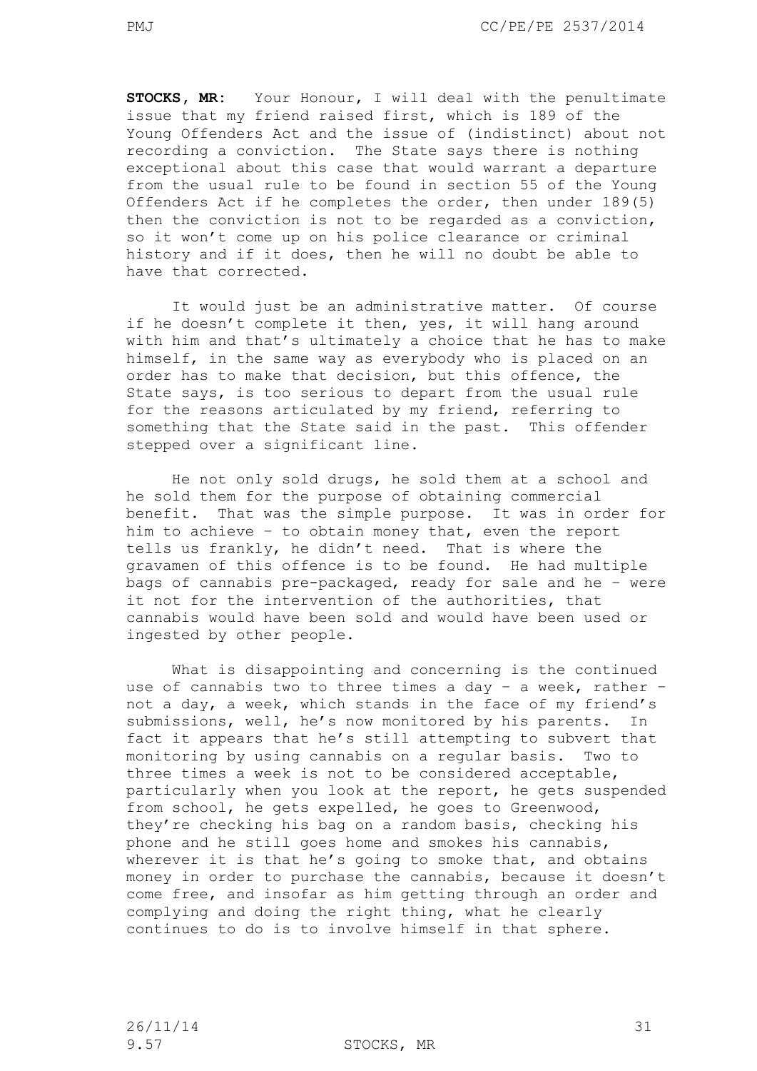**STOCKS, MR:** Your Honour, I will deal with the penultimate issue that my friend raised first, which is 189 of the Young Offenders Act and the issue of (indistinct) about not recording a conviction. The State says there is nothing exceptional about this case that would warrant a departure from the usual rule to be found in section 55 of the Young Offenders Act if he completes the order, then under 189(5) then the conviction is not to be regarded as a conviction, so it won't come up on his police clearance or criminal history and if it does, then he will no doubt be able to have that corrected.

It would just be an administrative matter. Of course if he doesn't complete it then, yes, it will hang around with him and that's ultimately a choice that he has to make himself, in the same way as everybody who is placed on an order has to make that decision, but this offence, the State says, is too serious to depart from the usual rule for the reasons articulated by my friend, referring to something that the State said in the past. This offender stepped over a significant line.

He not only sold drugs, he sold them at a school and he sold them for the purpose of obtaining commercial benefit. That was the simple purpose. It was in order for him to achieve - to obtain money that, even the report tells us frankly, he didn't need. That is where the gravamen of this offence is to be found. He had multiple bags of cannabis pre-packaged, ready for sale and he - were it not for the intervention of the authorities, that cannabis would have been sold and would have been used or ingested by other people.

What is disappointing and concerning is the continued use of cannabis two to three times a day - a week, rather - not a day, a week, which stands in the face of my friend's submissions, well, he's now monitored by his parents. In fact it appears that he's still attempting to subvert that monitoring by using cannabis on a regular basis. Two to three times a week is not to be considered acceptable, particularly when you look at the report, he gets suspended from school, he gets expelled, he goes to Greenwood, they're checking his bag on a random basis, checking his phone and he still goes home and smokes his cannabis, wherever it is that he's going to smoke that, and obtains money in order to purchase the cannabis, because it doesn't come free, and insofar as him getting through an order and complying and doing the right thing, what he clearly continues to do is to involve himself in that sphere.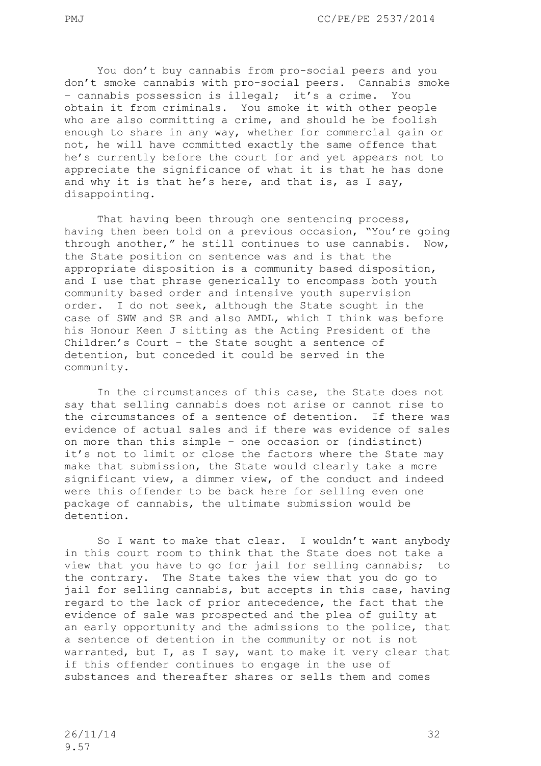You don't buy cannabis from pro-social peers and you don't smoke cannabis with pro-social peers. Cannabis smoke – cannabis possession is illegal; it's a crime. You obtain it from criminals. You smoke it with other people who are also committing a crime, and should he be foolish enough to share in any way, whether for commercial gain or not, he will have committed exactly the same offence that he's currently before the court for and yet appears not to appreciate the significance of what it is that he has done and why it is that he's here, and that is, as I say, disappointing.

That having been through one sentencing process, having then been told on a previous occasion, "You're going through another," he still continues to use cannabis. Now, the State position on sentence was and is that the appropriate disposition is a community based disposition, and I use that phrase generically to encompass both youth community based order and intensive youth supervision order. I do not seek, although the State sought in the case of SWW and SR and also AMDL, which I think was before his Honour Keen J sitting as the Acting President of the Children's Court – the State sought a sentence of detention, but conceded it could be served in the community.

In the circumstances of this case, the State does not say that selling cannabis does not arise or cannot rise to the circumstances of a sentence of detention. If there was evidence of actual sales and if there was evidence of sales on more than this simple – one occasion or (indistinct) it's not to limit or close the factors where the State may make that submission, the State would clearly take a more significant view, a dimmer view, of the conduct and indeed were this offender to be back here for selling even one package of cannabis, the ultimate submission would be detention.

So I want to make that clear. I wouldn't want anybody in this court room to think that the State does not take a view that you have to go for jail for selling cannabis; to the contrary. The State takes the view that you do go to jail for selling cannabis, but accepts in this case, having regard to the lack of prior antecedence, the fact that the evidence of sale was prospected and the plea of guilty at an early opportunity and the admissions to the police, that a sentence of detention in the community or not is not warranted, but I, as I say, want to make it very clear that if this offender continues to engage in the use of substances and thereafter shares or sells them and comes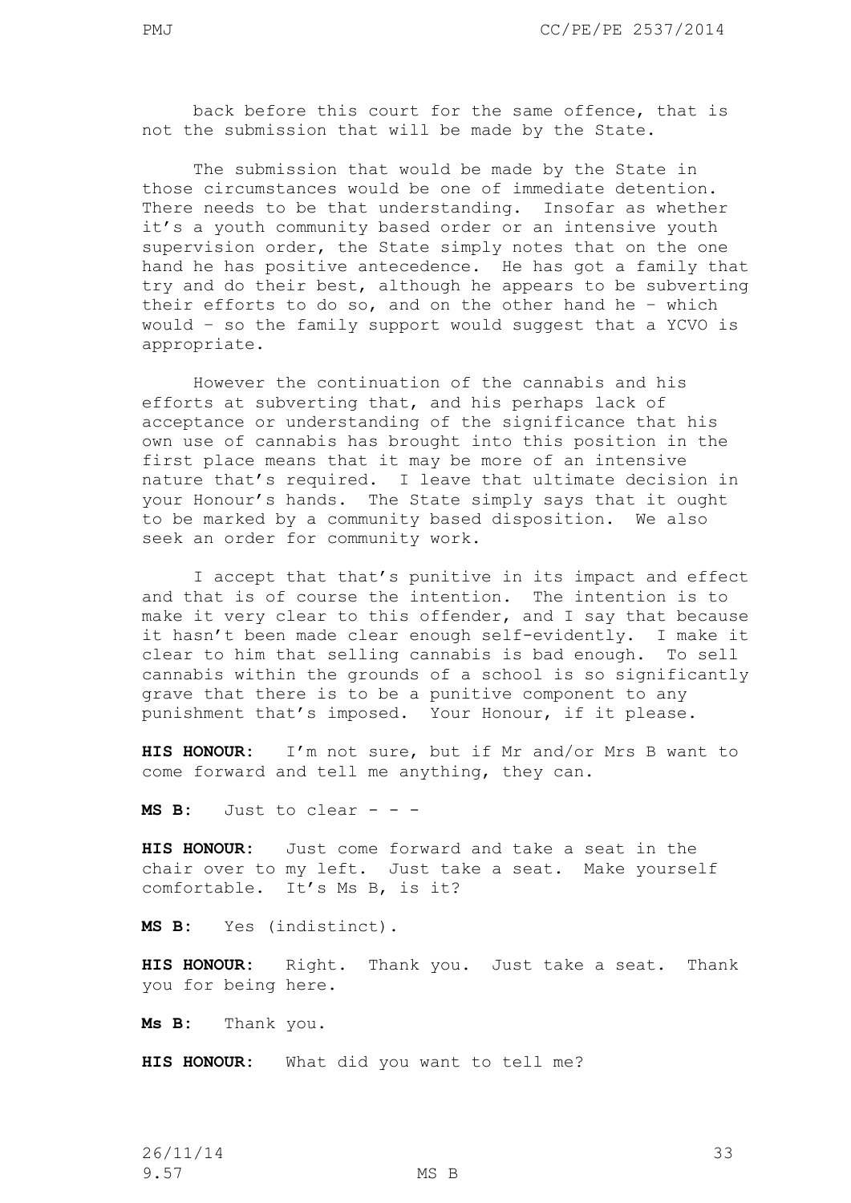back before this court for the same offence, that is not the submission that will be made by the State.

The submission that would be made by the State in those circumstances would be one of immediate detention. There needs to be that understanding. Insofar as whether it's a youth community based order or an intensive youth supervision order, the State simply notes that on the one hand he has positive antecedence. He has got a family that try and do their best, although he appears to be subverting their efforts to do so, and on the other hand he – which would – so the family support would suggest that a YCVO is appropriate.

However the continuation of the cannabis and his efforts at subverting that, and his perhaps lack of acceptance or understanding of the significance that his own use of cannabis has brought into this position in the first place means that it may be more of an intensive nature that's required. I leave that ultimate decision in your Honour's hands. The State simply says that it ought to be marked by a community based disposition. We also seek an order for community work.

I accept that that's punitive in its impact and effect and that is of course the intention. The intention is to make it very clear to this offender, and I say that because it hasn't been made clear enough self-evidently. I make it clear to him that selling cannabis is bad enough. To sell cannabis within the grounds of a school is so significantly grave that there is to be a punitive component to any punishment that's imposed. Your Honour, if it please.

**HIS HONOUR:** I'm not sure, but if Mr and/or Mrs B want to come forward and tell me anything, they can.

**MS B:** Just to clear - - -

**HIS HONOUR:** Just come forward and take a seat in the chair over to my left. Just take a seat. Make yourself comfortable. It's Ms B, is it?

**MS B:** Yes (indistinct).

**HIS HONOUR:** Right. Thank you. Just take a seat. Thank you for being here.

**Ms B:** Thank you.

**HIS HONOUR:** What did you want to tell me?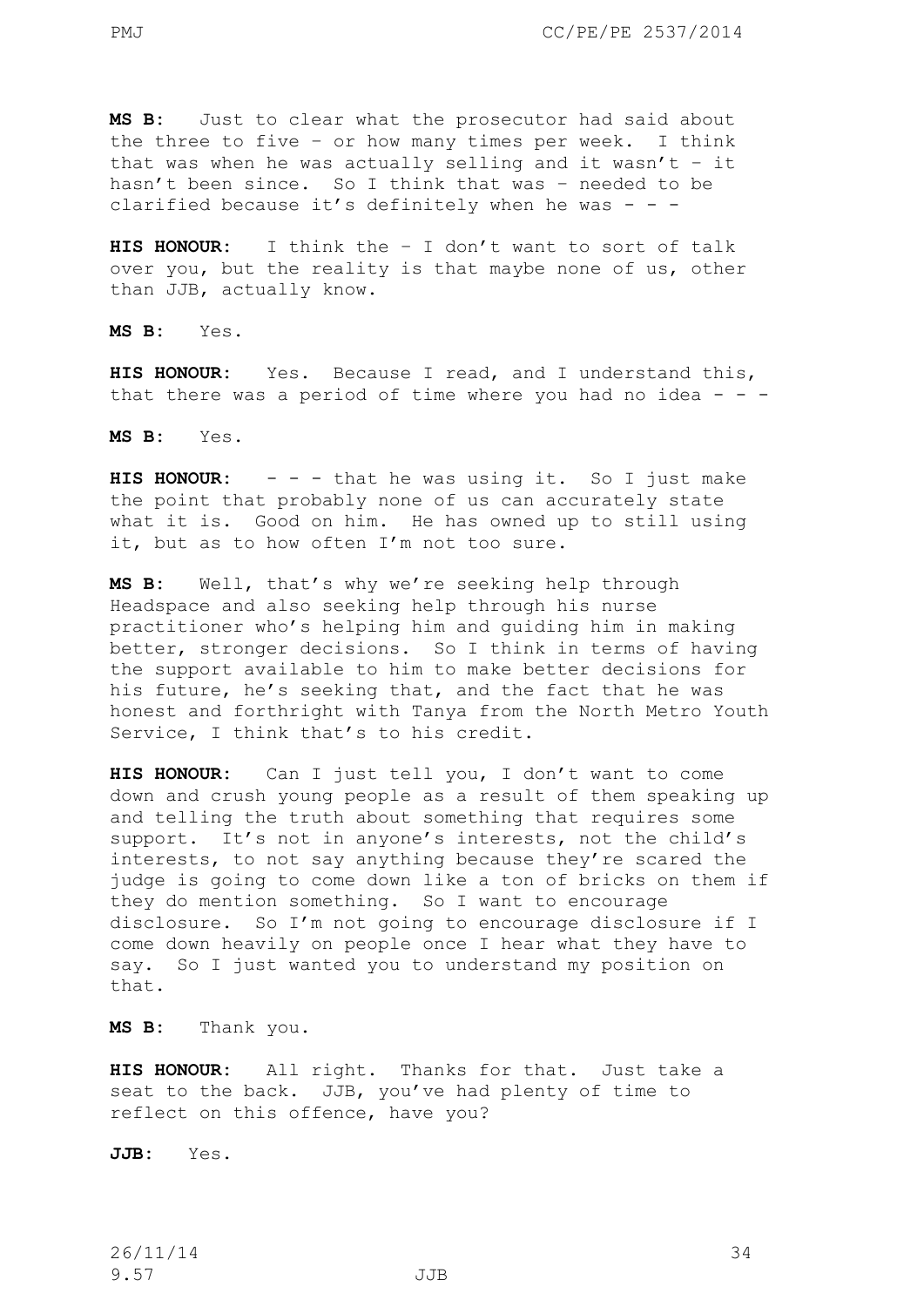**MS B:** Just to clear what the prosecutor had said about the three to five – or how many times per week. I think that was when he was actually selling and it wasn't – it hasn't been since. So I think that was – needed to be clarified because it's definitely when he was - - -

**HIS HONOUR:** I think the – I don't want to sort of talk over you, but the reality is that maybe none of us, other than JJB, actually know.

**MS B:** Yes.

**HIS HONOUR:** Yes. Because I read, and I understand this, that there was a period of time where you had no idea - - -

**MS B:** Yes.

**HIS HONOUR:** - - - that he was using it. So I just make the point that probably none of us can accurately state what it is. Good on him. He has owned up to still using it, but as to how often I'm not too sure.

**MS B:** Well, that's why we're seeking help through Headspace and also seeking help through his nurse practitioner who's helping him and guiding him in making better, stronger decisions. So I think in terms of having the support available to him to make better decisions for his future, he's seeking that, and the fact that he was honest and forthright with Tanya from the North Metro Youth Service, I think that's to his credit.

**HIS HONOUR:** Can I just tell you, I don't want to come down and crush young people as a result of them speaking up and telling the truth about something that requires some support. It's not in anyone's interests, not the child's interests, to not say anything because they're scared the judge is going to come down like a ton of bricks on them if they do mention something. So I want to encourage disclosure. So I'm not going to encourage disclosure if I come down heavily on people once I hear what they have to say. So I just wanted you to understand my position on that.

**MS B:** Thank you.

**HIS HONOUR:** All right. Thanks for that. Just take a seat to the back. JJB, you've had plenty of time to reflect on this offence, have you?

**JJB:** Yes.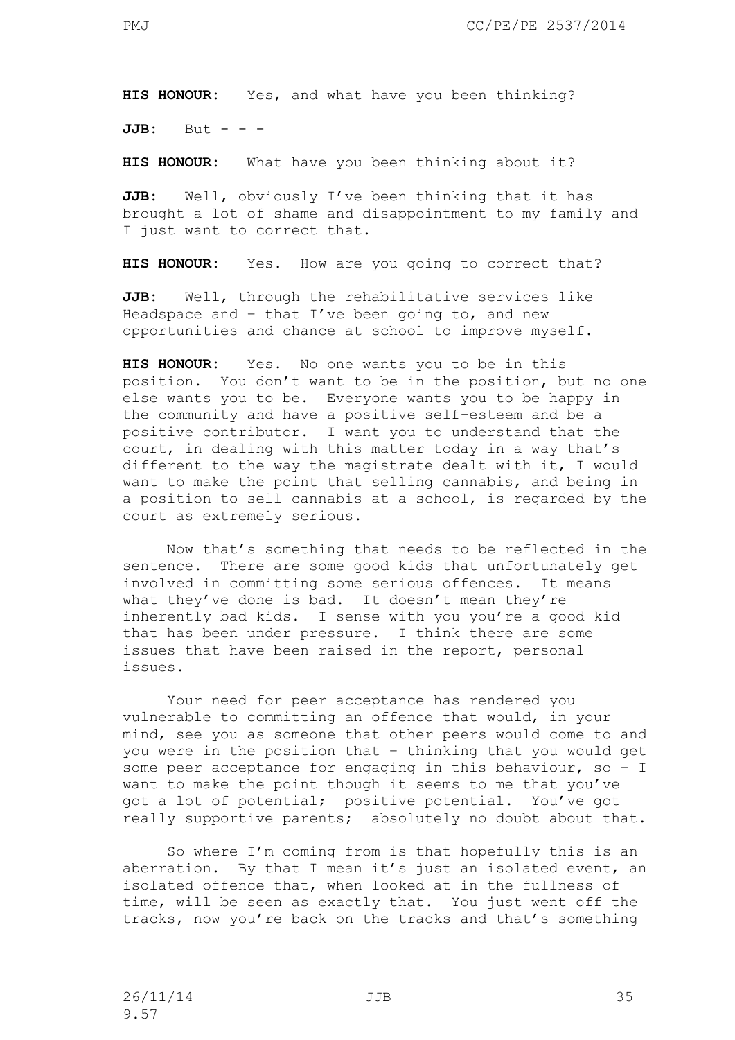**HIS HONOUR:** Yes, and what have you been thinking?

**JJB:** But - - -

**HIS HONOUR:** What have you been thinking about it?

**JJB:** Well, obviously I've been thinking that it has brought a lot of shame and disappointment to my family and I just want to correct that.

**HIS HONOUR:** Yes. How are you going to correct that?

**JJB:** Well, through the rehabilitative services like Headspace and – that I've been going to, and new opportunities and chance at school to improve myself.

**HIS HONOUR:** Yes. No one wants you to be in this position. You don't want to be in the position, but no one else wants you to be. Everyone wants you to be happy in the community and have a positive self-esteem and be a positive contributor. I want you to understand that the court, in dealing with this matter today in a way that's different to the way the magistrate dealt with it, I would want to make the point that selling cannabis, and being in a position to sell cannabis at a school, is regarded by the court as extremely serious.

Now that's something that needs to be reflected in the sentence. There are some good kids that unfortunately get involved in committing some serious offences. It means what they've done is bad. It doesn't mean they're inherently bad kids. I sense with you you're a good kid that has been under pressure. I think there are some issues that have been raised in the report, personal issues.

Your need for peer acceptance has rendered you vulnerable to committing an offence that would, in your mind, see you as someone that other peers would come to and you were in the position that – thinking that you would get some peer acceptance for engaging in this behaviour, so – I want to make the point though it seems to me that you've got a lot of potential; positive potential. You've got really supportive parents; absolutely no doubt about that.

So where I'm coming from is that hopefully this is an aberration. By that I mean it's just an isolated event, an isolated offence that, when looked at in the fullness of time, will be seen as exactly that. You just went off the tracks, now you're back on the tracks and that's something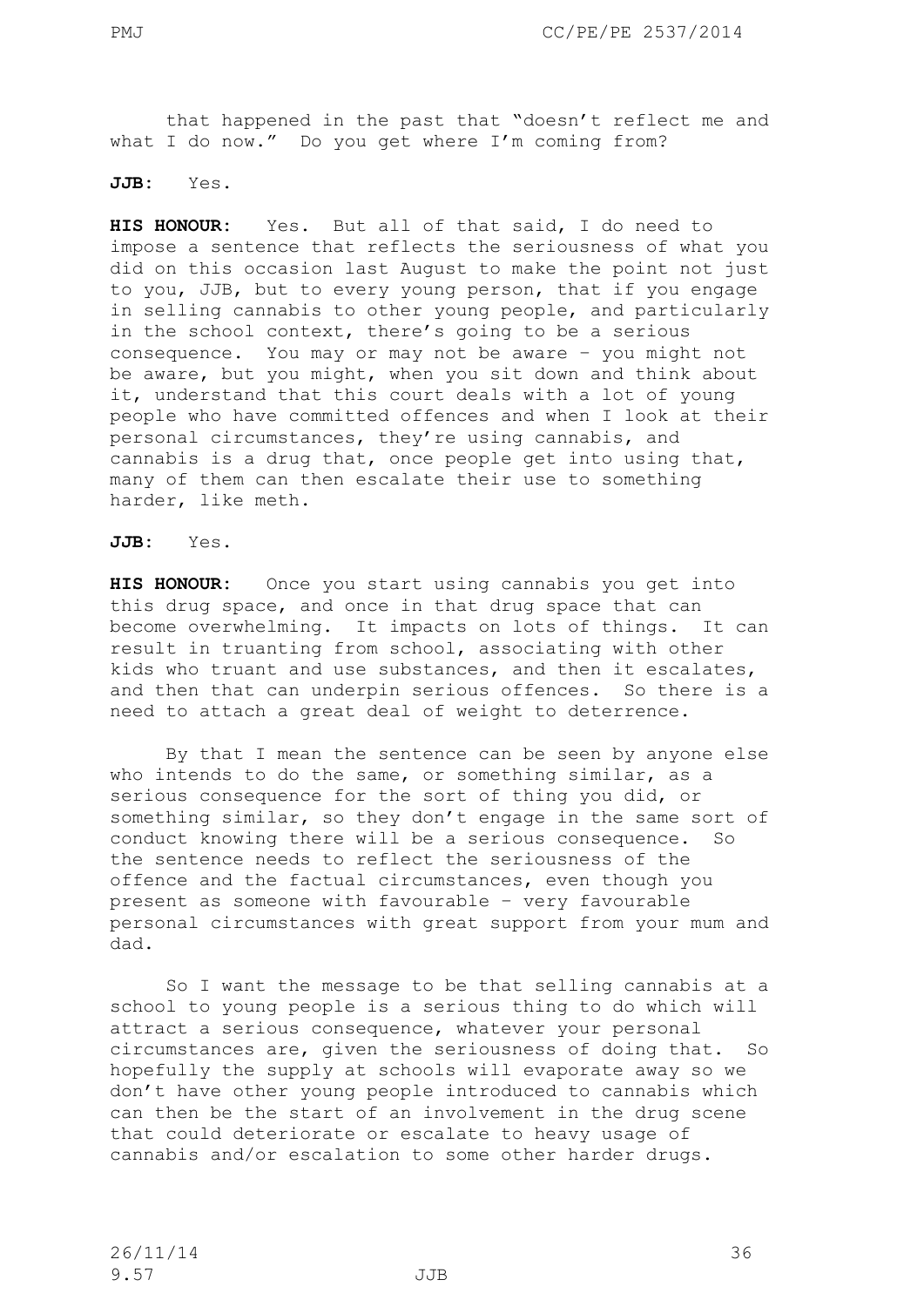that happened in the past that "doesn't reflect me and what I do now." Do you get where I'm coming from?

**JJB:** Yes.

**HIS HONOUR:** Yes. But all of that said, I do need to impose a sentence that reflects the seriousness of what you did on this occasion last August to make the point not just to you, JJB, but to every young person, that if you engage in selling cannabis to other young people, and particularly in the school context, there's going to be a serious consequence. You may or may not be aware – you might not be aware, but you might, when you sit down and think about it, understand that this court deals with a lot of young people who have committed offences and when I look at their personal circumstances, they're using cannabis, and cannabis is a drug that, once people get into using that, many of them can then escalate their use to something harder, like meth.

**JJB:** Yes.

**HIS HONOUR:** Once you start using cannabis you get into this drug space, and once in that drug space that can become overwhelming. It impacts on lots of things. It can result in truanting from school, associating with other kids who truant and use substances, and then it escalates, and then that can underpin serious offences. So there is a need to attach a great deal of weight to deterrence.

By that I mean the sentence can be seen by anyone else who intends to do the same, or something similar, as a serious consequence for the sort of thing you did, or something similar, so they don't engage in the same sort of conduct knowing there will be a serious consequence. So the sentence needs to reflect the seriousness of the offence and the factual circumstances, even though you present as someone with favourable – very favourable personal circumstances with great support from your mum and dad.

So I want the message to be that selling cannabis at a school to young people is a serious thing to do which will attract a serious consequence, whatever your personal circumstances are, given the seriousness of doing that. So hopefully the supply at schools will evaporate away so we don't have other young people introduced to cannabis which can then be the start of an involvement in the drug scene that could deteriorate or escalate to heavy usage of cannabis and/or escalation to some other harder drugs.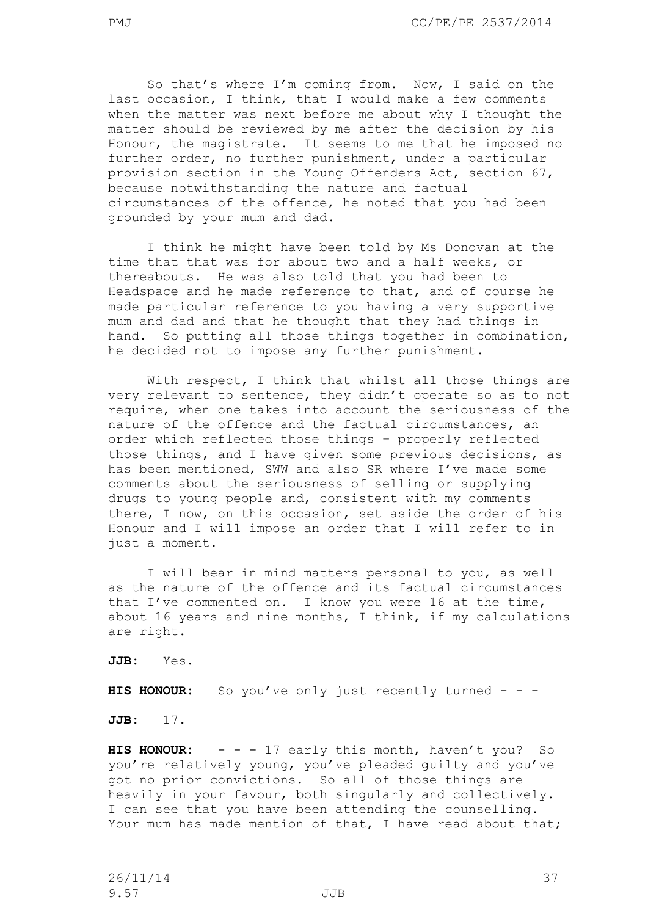So that's where I'm coming from. Now, I said on the last occasion, I think, that I would make a few comments when the matter was next before me about why I thought the matter should be reviewed by me after the decision by his Honour, the magistrate. It seems to me that he imposed no further order, no further punishment, under a particular provision section in the Young Offenders Act, section 67, because notwithstanding the nature and factual circumstances of the offence, he noted that you had been grounded by your mum and dad.

I think he might have been told by Ms Donovan at the time that that was for about two and a half weeks, or thereabouts. He was also told that you had been to Headspace and he made reference to that, and of course he made particular reference to you having a very supportive mum and dad and that he thought that they had things in hand. So putting all those things together in combination, he decided not to impose any further punishment.

With respect, I think that whilst all those things are very relevant to sentence, they didn't operate so as to not require, when one takes into account the seriousness of the nature of the offence and the factual circumstances, an order which reflected those things – properly reflected those things, and I have given some previous decisions, as has been mentioned, SWW and also SR where I've made some comments about the seriousness of selling or supplying drugs to young people and, consistent with my comments there, I now, on this occasion, set aside the order of his Honour and I will impose an order that I will refer to in just a moment.

I will bear in mind matters personal to you, as well as the nature of the offence and its factual circumstances that I've commented on. I know you were 16 at the time, about 16 years and nine months, I think, if my calculations are right.

**JJB:** Yes.

**HIS HONOUR:** So you've only just recently turned - - -

**JJB:** 17.

**HIS HONOUR:** - - - 17 early this month, haven't you? So you're relatively young, you've pleaded guilty and you've got no prior convictions. So all of those things are heavily in your favour, both singularly and collectively. I can see that you have been attending the counselling. Your mum has made mention of that, I have read about that;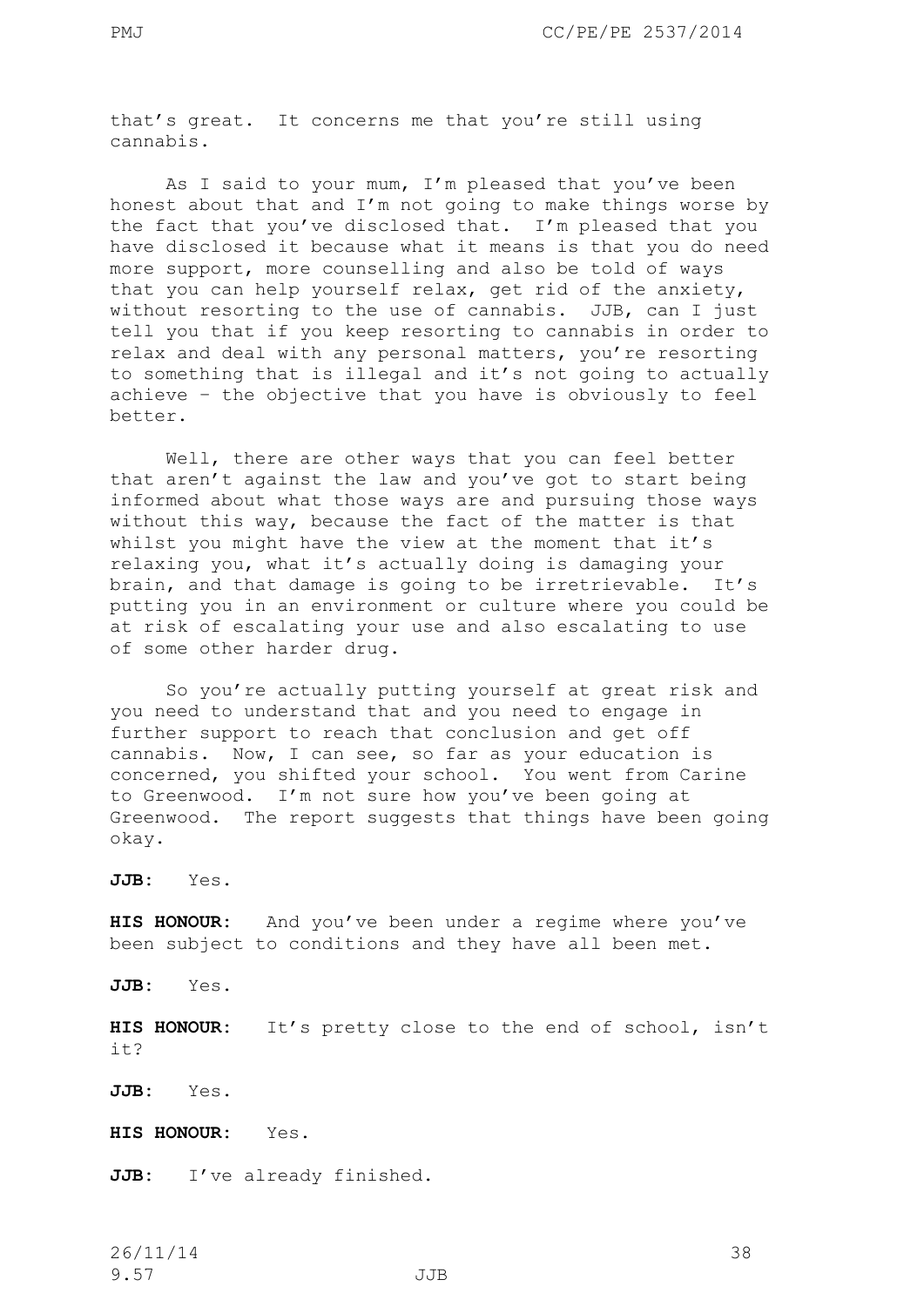that's great. It concerns me that you're still using cannabis.

As I said to your mum, I'm pleased that you've been honest about that and I'm not going to make things worse by the fact that you've disclosed that. I'm pleased that you have disclosed it because what it means is that you do need more support, more counselling and also be told of ways that you can help yourself relax, get rid of the anxiety, without resorting to the use of cannabis. JJB, can I just tell you that if you keep resorting to cannabis in order to relax and deal with any personal matters, you're resorting to something that is illegal and it's not going to actually achieve – the objective that you have is obviously to feel better.

Well, there are other ways that you can feel better that aren't against the law and you've got to start being informed about what those ways are and pursuing those ways without this way, because the fact of the matter is that whilst you might have the view at the moment that it's relaxing you, what it's actually doing is damaging your brain, and that damage is going to be irretrievable. It's putting you in an environment or culture where you could be at risk of escalating your use and also escalating to use of some other harder drug.

So you're actually putting yourself at great risk and you need to understand that and you need to engage in further support to reach that conclusion and get off cannabis. Now, I can see, so far as your education is concerned, you shifted your school. You went from Carine to Greenwood. I'm not sure how you've been going at Greenwood. The report suggests that things have been going okay.

**JJB:** Yes.

**HIS HONOUR:** And you've been under a regime where you've been subject to conditions and they have all been met.

**JJB:** Yes.

**HIS HONOUR:** It's pretty close to the end of school, isn't it?

**JJB:** Yes.

**HIS HONOUR:** Yes.

**JJB:** I've already finished.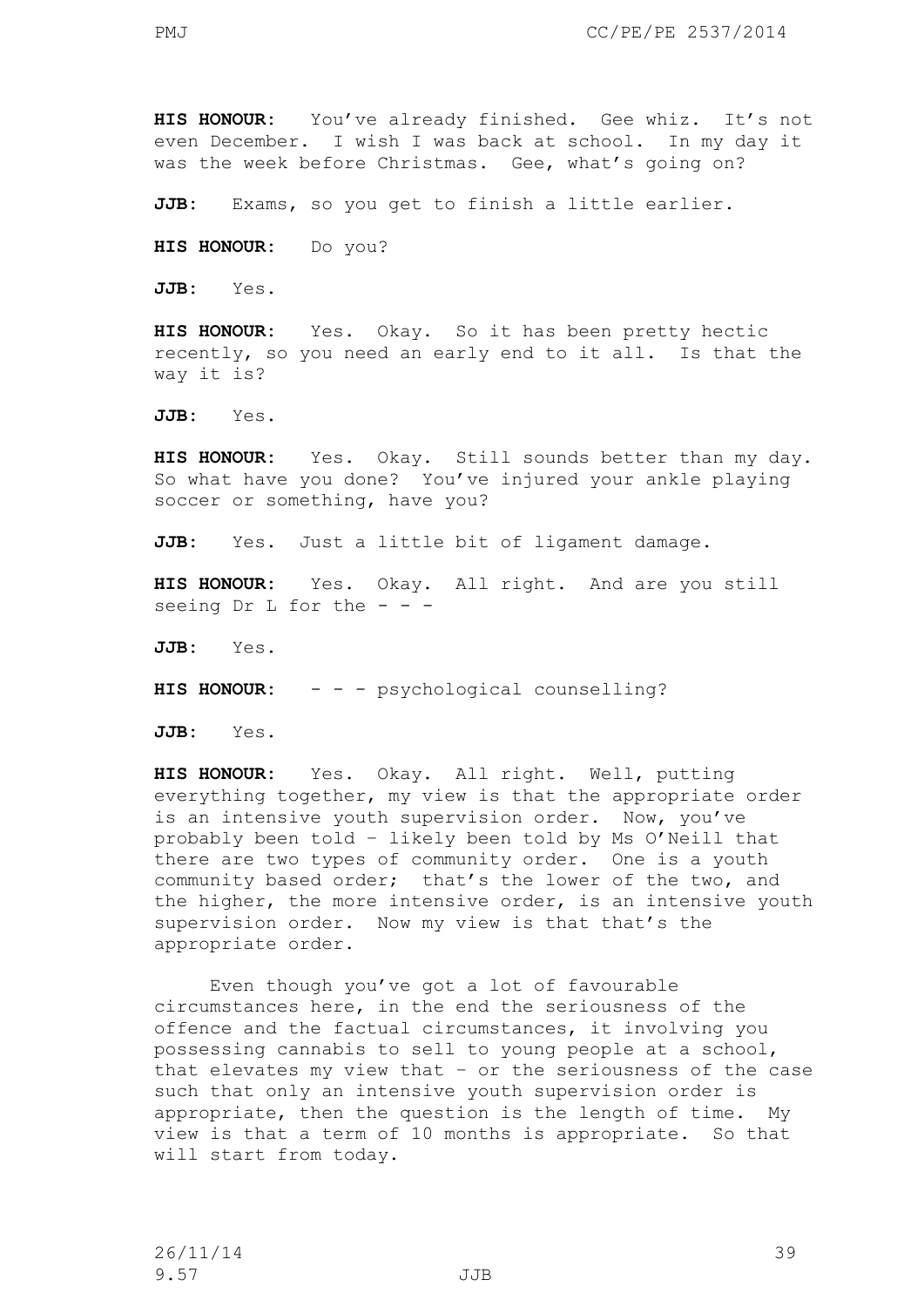**HIS HONOUR:** You've already finished. Gee whiz. It's not even December. I wish I was back at school. In my day it was the week before Christmas. Gee, what's going on?

**JJB:** Exams, so you get to finish a little earlier.

**HIS HONOUR:** Do you?

**JJB:** Yes.

**HIS HONOUR:** Yes. Okay. So it has been pretty hectic recently, so you need an early end to it all. Is that the way it is?

**JJB:** Yes.

**HIS HONOUR:** Yes. Okay. Still sounds better than my day. So what have you done? You've injured your ankle playing soccer or something, have you?

**JJB:** Yes. Just a little bit of ligament damage.

**HIS HONOUR:** Yes. Okay. All right. And are you still seeing Dr L for the - - -

**JJB:** Yes.

**HIS HONOUR:** - - - psychological counselling?

**JJB:** Yes.

**HIS HONOUR:** Yes. Okay. All right. Well, putting everything together, my view is that the appropriate order is an intensive youth supervision order. Now, you've probably been told – likely been told by Ms O'Neill that there are two types of community order. One is a youth community based order; that's the lower of the two, and the higher, the more intensive order, is an intensive youth supervision order. Now my view is that that's the appropriate order.

Even though you've got a lot of favourable circumstances here, in the end the seriousness of the offence and the factual circumstances, it involving you possessing cannabis to sell to young people at a school, that elevates my view that – or the seriousness of the case such that only an intensive youth supervision order is appropriate, then the question is the length of time. My view is that a term of 10 months is appropriate. So that will start from today.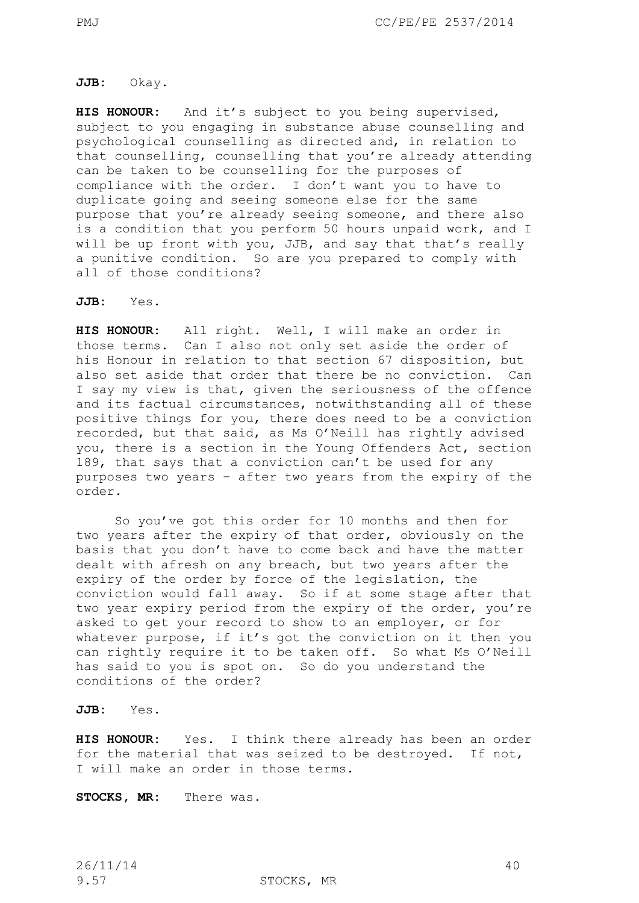**JJB:** Okay.

**HIS HONOUR:** And it's subject to you being supervised, subject to you engaging in substance abuse counselling and psychological counselling as directed and, in relation to that counselling, counselling that you're already attending can be taken to be counselling for the purposes of compliance with the order. I don't want you to have to duplicate going and seeing someone else for the same purpose that you're already seeing someone, and there also is a condition that you perform 50 hours unpaid work, and I will be up front with you, JJB, and say that that's really a punitive condition. So are you prepared to comply with all of those conditions?

**JJB:** Yes.

**HIS HONOUR:** All right. Well, I will make an order in those terms. Can I also not only set aside the order of his Honour in relation to that section 67 disposition, but also set aside that order that there be no conviction. Can I say my view is that, given the seriousness of the offence and its factual circumstances, notwithstanding all of these positive things for you, there does need to be a conviction recorded, but that said, as Ms O'Neill has rightly advised you, there is a section in the Young Offenders Act, section 189, that says that a conviction can't be used for any purposes two years – after two years from the expiry of the order.

So you've got this order for 10 months and then for two years after the expiry of that order, obviously on the basis that you don't have to come back and have the matter dealt with afresh on any breach, but two years after the expiry of the order by force of the legislation, the conviction would fall away. So if at some stage after that two year expiry period from the expiry of the order, you're asked to get your record to show to an employer, or for whatever purpose, if it's got the conviction on it then you can rightly require it to be taken off. So what Ms O'Neill has said to you is spot on. So do you understand the conditions of the order?

**JJB:** Yes.

**HIS HONOUR:** Yes. I think there already has been an order for the material that was seized to be destroyed. If not, I will make an order in those terms.

**STOCKS, MR:** There was.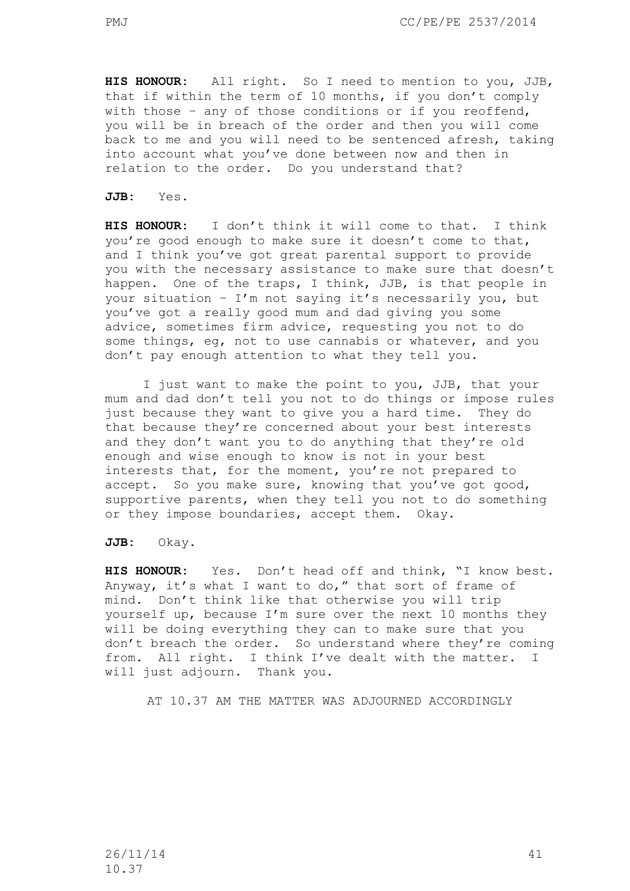**HIS HONOUR:** All right. So I need to mention to you, JJB, that if within the term of 10 months, if you don't comply with those – any of those conditions or if you reoffend, you will be in breach of the order and then you will come back to me and you will need to be sentenced afresh, taking into account what you've done between now and then in relation to the order. Do you understand that?

**JJB:** Yes.

**HIS HONOUR:** I don't think it will come to that. I think you're good enough to make sure it doesn't come to that, and I think you've got great parental support to provide you with the necessary assistance to make sure that doesn't happen. One of the traps, I think, JJB, is that people in your situation – I'm not saying it's necessarily you, but you've got a really good mum and dad giving you some advice, sometimes firm advice, requesting you not to do some things, eg, not to use cannabis or whatever, and you don't pay enough attention to what they tell you.

I just want to make the point to you, JJB, that your mum and dad don't tell you not to do things or impose rules just because they want to give you a hard time. They do that because they're concerned about your best interests and they don't want you to do anything that they're old enough and wise enough to know is not in your best interests that, for the moment, you're not prepared to accept. So you make sure, knowing that you've got good, supportive parents, when they tell you not to do something or they impose boundaries, accept them. Okay.

**JJB:** Okay.

**HIS HONOUR:** Yes. Don't head off and think, "I know best. Anyway, it's what I want to do," that sort of frame of mind. Don't think like that otherwise you will trip yourself up, because I'm sure over the next 10 months they will be doing everything they can to make sure that you don't breach the order. So understand where they're coming from. All right. I think I've dealt with the matter. I will just adjourn. Thank you.

AT 10.37 AM THE MATTER WAS ADJOURNED ACCORDINGLY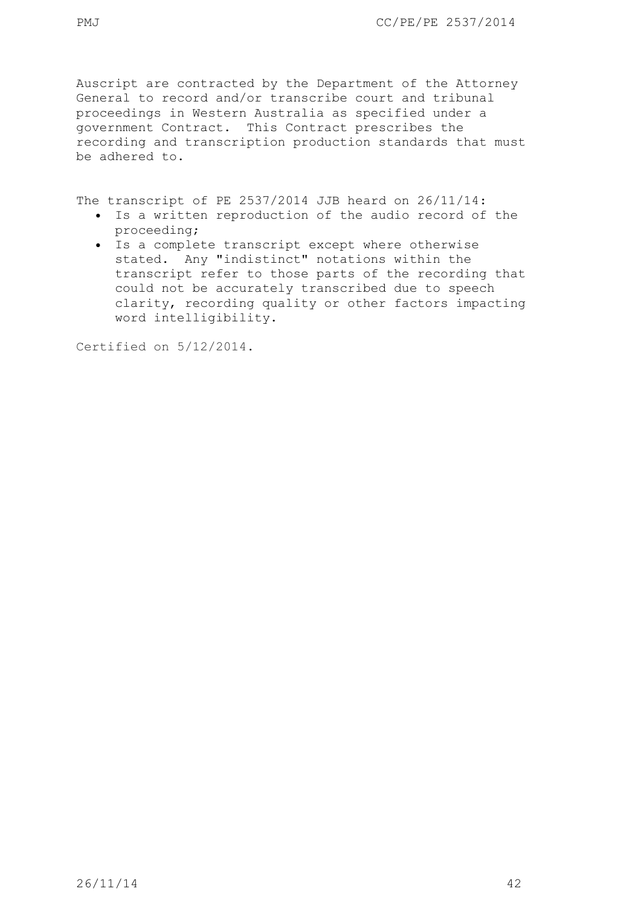Auscript are contracted by the Department of the Attorney General to record and/or transcribe court and tribunal proceedings in Western Australia as specified under a government Contract. This Contract prescribes the recording and transcription production standards that must be adhered to.

The transcript of PE 2537/2014 JJB heard on 26/11/14:

- Is a written reproduction of the audio record of the proceeding;
- Is a complete transcript except where otherwise stated. Any "indistinct" notations within the transcript refer to those parts of the recording that could not be accurately transcribed due to speech clarity, recording quality or other factors impacting word intelligibility.

Certified on 5/12/2014.